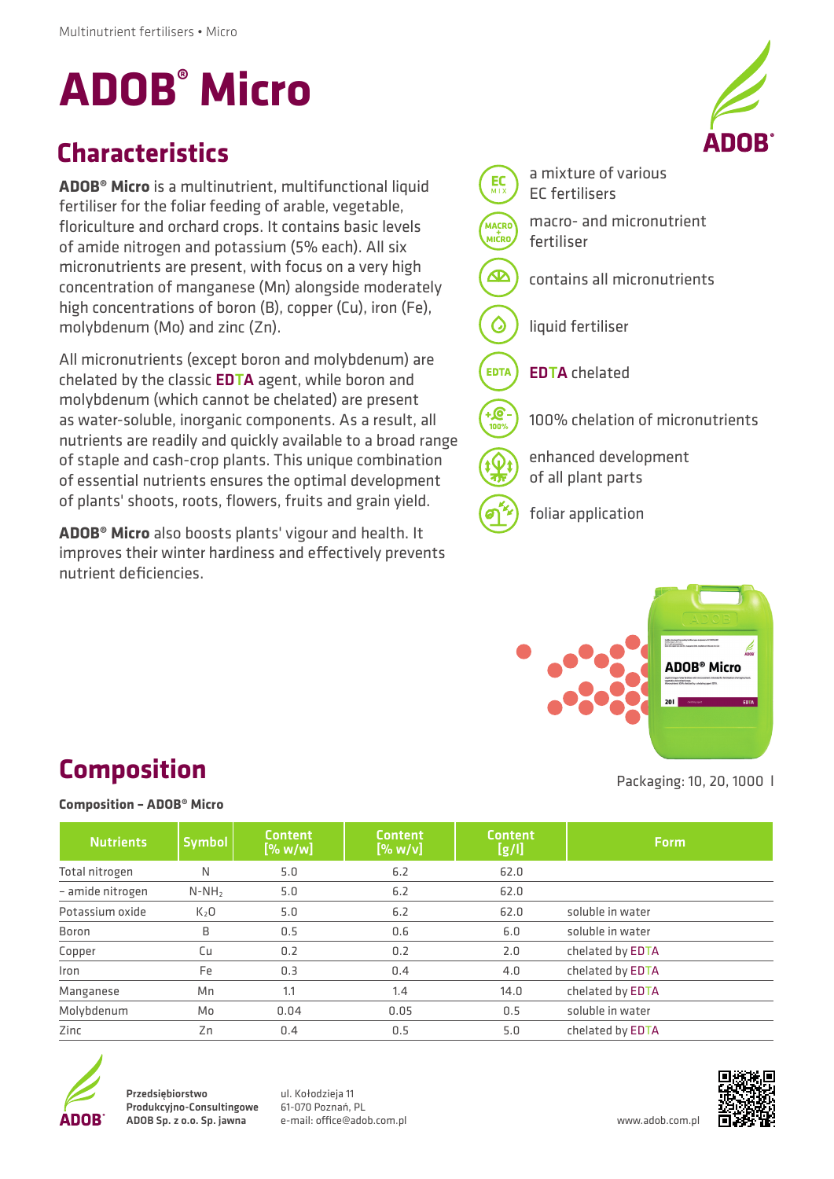Multinutrient fertilisers • Micro

# ADOB® Micro

## Characteristics

**ADOB® Micro** is a multinutrient, multifunctional liquid fertiliser for the foliar feeding of arable, vegetable, floriculture and orchard crops. It contains basic levels of amide nitrogen and potassium (5% each). All six micronutrients are present, with focus on a very high concentration of manganese (Mn) alongside moderately high concentrations of boron (B), copper (Cu), iron (Fe), molybdenum (Mo) and zinc (Zn).

All micronutrients (except boron and molybdenum) are chelated by the classic **EDTA** agent, while boron and molybdenum (which cannot be chelated) are present as water-soluble, inorganic components. As a result, all nutrients are readily and quickly available to a broad range of staple and cash-crop plants. This unique combination of essential nutrients ensures the optimal development of plants' shoots, roots, flowers, fruits and grain yield.

**ADOB® Micro** also boosts plants' vigour and health. It improves their winter hardiness and effectively prevents nutrient deficiencies.

- a mixture of various EC fertilisers
- macro- and micronutrient fertiliser
- contains all micronutrients
- liquid fertiliser
- **EDTA** chelated
- 100% chelation of micronutrients
- enhanced development of all plant parts
- foliar application

Packaging: 10, 20, 1000 l

## Composition

**Composition – ADOB® Micro**

| Nutrients | Symbol | Content [% w/w] | Content [% w/v] | Content [g/l] | Form |
|---|---|---|---|---|---|
| Total nitrogen | N | 5.0 | 6.2 | 62.0 | |
| – amide nitrogen | $N\text{-}NH_2$ | 5.0 | 6.2 | 62.0 | |
| Potassium oxide | $K_2O$ | 5.0 | 6.2 | 62.0 | soluble in water |
| Boron | B | 0.5 | 0.6 | 6.0 | soluble in water |
| Copper | Cu | 0.2 | 0.2 | 2.0 | chelated by EDTA |
| Iron | Fe | 0.3 | 0.4 | 4.0 | chelated by EDTA |
| Manganese | Mn | 1.1 | 1.4 | 14.0 | chelated by EDTA |
| Molybdenum | Mo | 0.04 | 0.05 | 0.5 | soluble in water |
| Zinc | Zn | 0.4 | 0.5 | 5.0 | chelated by EDTA |

**Przedsiębiorstwo Produkcyjno-Consultingowe ADOB Sp. z o.o. Sp. jawna**

ul. Kołodzieja 11
61-070 Poznań, PL
e-mail: office@adob.com.pl

www.adob.com.pl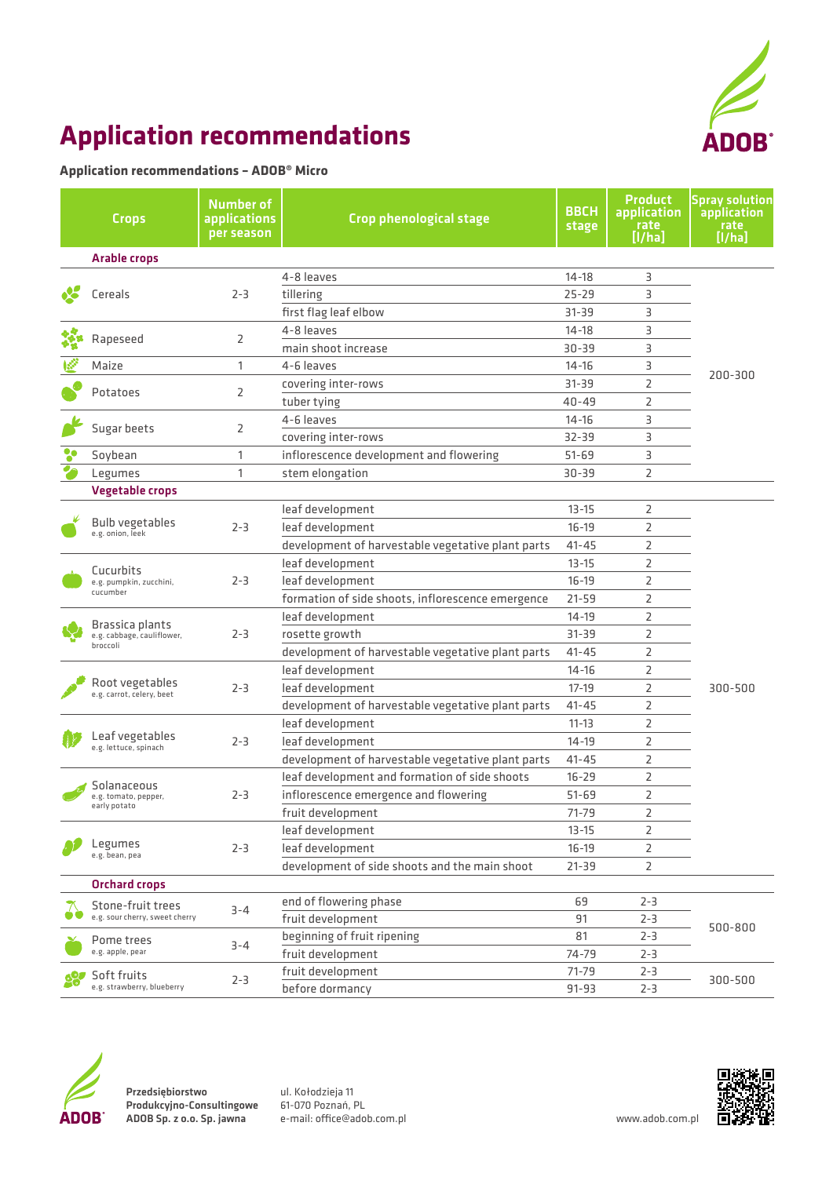# Application recommendations

**Application recommendations – ADOB® Micro**

| Crops | Number of applications per season | Crop phenological stage | BBCH stage | Product application rate [l/ha] | Spray solution application rate [l/ha] |
|---|---|---|---|---|---|
| **Arable crops** | | | | | |
| Cereals | 2-3 | 4-8 leaves | 14-18 | 3 | 200-300 |
| | | tillering | 25-29 | 3 | |
| | | first flag leaf elbow | 31-39 | 3 | |
| Rapeseed | 2 | 4-8 leaves | 14-18 | 3 | |
| | | main shoot increase | 30-39 | 3 | |
| Maize | 1 | 4-6 leaves | 14-16 | 3 | |
| Potatoes | 2 | covering inter-rows | 31-39 | 2 | |
| | | tuber tying | 40-49 | 2 | |
| Sugar beets | 2 | 4-6 leaves | 14-16 | 3 | |
| | | covering inter-rows | 32-39 | 3 | |
| Soybean | 1 | inflorescence development and flowering | 51-69 | 3 | |
| Legumes | 1 | stem elongation | 30-39 | 2 | |
| **Vegetable crops** | | | | | |
| Bulb vegetables e.g. onion, leek | 2-3 | leaf development | 13-15 | 2 | 300-500 |
| | | leaf development | 16-19 | 2 | |
| | | development of harvestable vegetative plant parts | 41-45 | 2 | |
| Cucurbits e.g. pumpkin, zucchini, cucumber | 2-3 | leaf development | 13-15 | 2 | |
| | | leaf development | 16-19 | 2 | |
| | | formation of side shoots, inflorescence emergence | 21-59 | 2 | |
| Brassica plants e.g. cabbage, cauliflower, broccoli | 2-3 | leaf development | 14-19 | 2 | |
| | | rosette growth | 31-39 | 2 | |
| | | development of harvestable vegetative plant parts | 41-45 | 2 | |
| Root vegetables e.g. carrot, celery, beet | 2-3 | leaf development | 14-16 | 2 | |
| | | leaf development | 17-19 | 2 | |
| | | development of harvestable vegetative plant parts | 41-45 | 2 | |
| Leaf vegetables e.g. lettuce, spinach | 2-3 | leaf development | 11-13 | 2 | |
| | | leaf development | 14-19 | 2 | |
| | | development of harvestable vegetative plant parts | 41-45 | 2 | |
| Solanaceous e.g. tomato, pepper, early potato | 2-3 | leaf development and formation of side shoots | 16-29 | 2 | |
| | | inflorescence emergence and flowering | 51-69 | 2 | |
| | | fruit development | 71-79 | 2 | |
| Legumes e.g. bean, pea | 2-3 | leaf development | 13-15 | 2 | |
| | | leaf development | 16-19 | 2 | |
| | | development of side shoots and the main shoot | 21-39 | 2 | |
| **Orchard crops** | | | | | |
| Stone-fruit trees e.g. sour cherry, sweet cherry | 3-4 | end of flowering phase | 69 | 2-3 | 500-800 |
| | | fruit development | 91 | 2-3 | |
| Pome trees e.g. apple, pear | 3-4 | beginning of fruit ripening | 81 | 2-3 | |
| | | fruit development | 74-79 | 2-3 | |
| Soft fruits e.g. strawberry, blueberry | 2-3 | fruit development | 71-79 | 2-3 | 300-500 |
| | | before dormancy | 91-93 | 2-3 | |

**Przedsiębiorstwo Produkcyjno-Consultingowe ADOB Sp. z o.o. Sp. jawna**

ul. Kołodzieja 11
61-070 Poznań, PL
e-mail: office@adob.com.pl

www.adob.com.pl